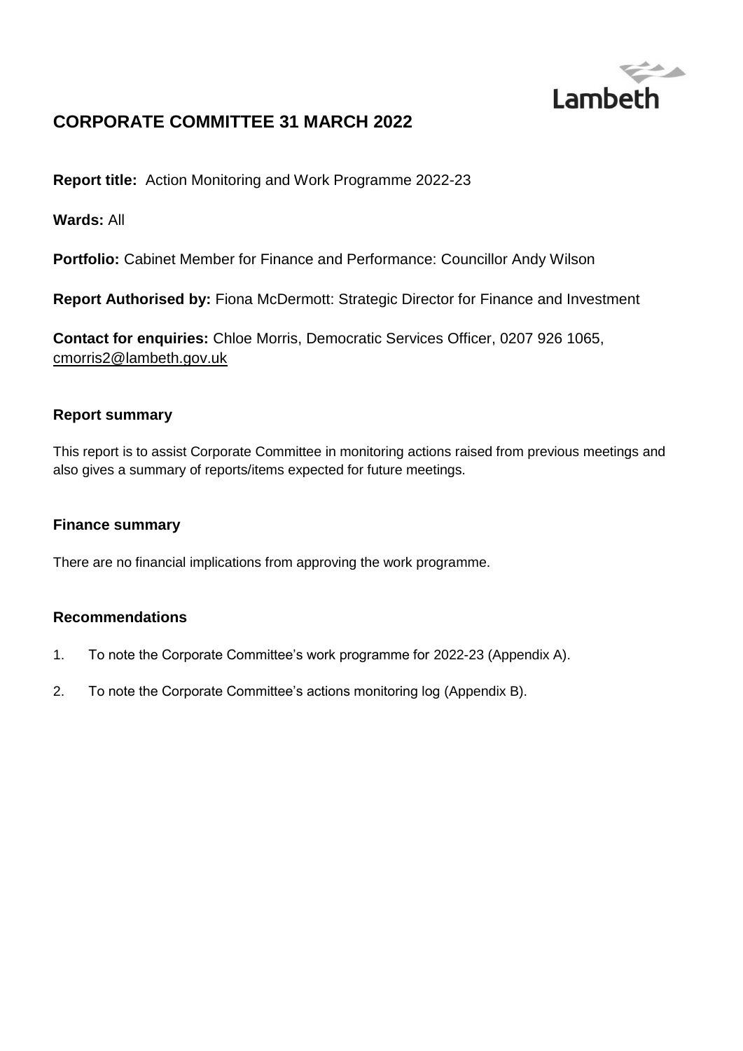Lambeth

# CORPORATE COMMITTEE 31 MARCH 2022

**Report title:** Action Monitoring and Work Programme 2022-23

**Wards:** All

**Portfolio:** Cabinet Member for Finance and Performance: Councillor Andy Wilson

**Report Authorised by:** Fiona McDermott: Strategic Director for Finance and Investment

**Contact for enquiries:** Chloe Morris, Democratic Services Officer, 0207 926 1065, cmorris2@lambeth.gov.uk

## Report summary

This report is to assist Corporate Committee in monitoring actions raised from previous meetings and also gives a summary of reports/items expected for future meetings.

## Finance summary

There are no financial implications from approving the work programme.

## Recommendations

1. To note the Corporate Committee's work programme for 2022-23 (Appendix A).
2. To note the Corporate Committee's actions monitoring log (Appendix B).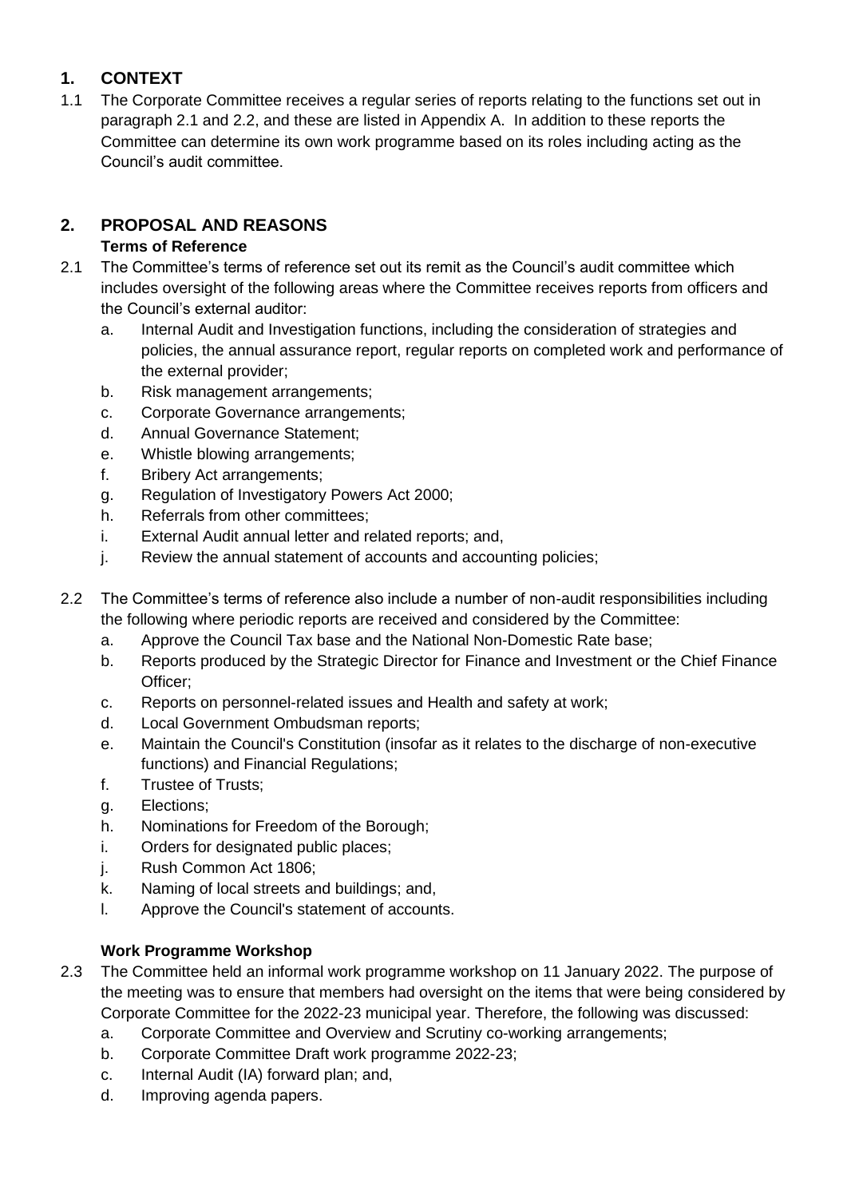## 1. CONTEXT

1.1 The Corporate Committee receives a regular series of reports relating to the functions set out in paragraph 2.1 and 2.2, and these are listed in Appendix A. In addition to these reports the Committee can determine its own work programme based on its roles including acting as the Council's audit committee.

## 2. PROPOSAL AND REASONS

### Terms of Reference

2.1 The Committee's terms of reference set out its remit as the Council's audit committee which includes oversight of the following areas where the Committee receives reports from officers and the Council's external auditor:

a. Internal Audit and Investigation functions, including the consideration of strategies and policies, the annual assurance report, regular reports on completed work and performance of the external provider;
b. Risk management arrangements;
c. Corporate Governance arrangements;
d. Annual Governance Statement;
e. Whistle blowing arrangements;
f. Bribery Act arrangements;
g. Regulation of Investigatory Powers Act 2000;
h. Referrals from other committees;
i. External Audit annual letter and related reports; and,
j. Review the annual statement of accounts and accounting policies;

2.2 The Committee's terms of reference also include a number of non-audit responsibilities including the following where periodic reports are received and considered by the Committee:

a. Approve the Council Tax base and the National Non-Domestic Rate base;
b. Reports produced by the Strategic Director for Finance and Investment or the Chief Finance Officer;
c. Reports on personnel-related issues and Health and safety at work;
d. Local Government Ombudsman reports;
e. Maintain the Council's Constitution (insofar as it relates to the discharge of non-executive functions) and Financial Regulations;
f. Trustee of Trusts;
g. Elections;
h. Nominations for Freedom of the Borough;
i. Orders for designated public places;
j. Rush Common Act 1806;
k. Naming of local streets and buildings; and,
l. Approve the Council's statement of accounts.

### Work Programme Workshop

2.3 The Committee held an informal work programme workshop on 11 January 2022. The purpose of the meeting was to ensure that members had oversight on the items that were being considered by Corporate Committee for the 2022-23 municipal year. Therefore, the following was discussed:

a. Corporate Committee and Overview and Scrutiny co-working arrangements;
b. Corporate Committee Draft work programme 2022-23;
c. Internal Audit (IA) forward plan; and,
d. Improving agenda papers.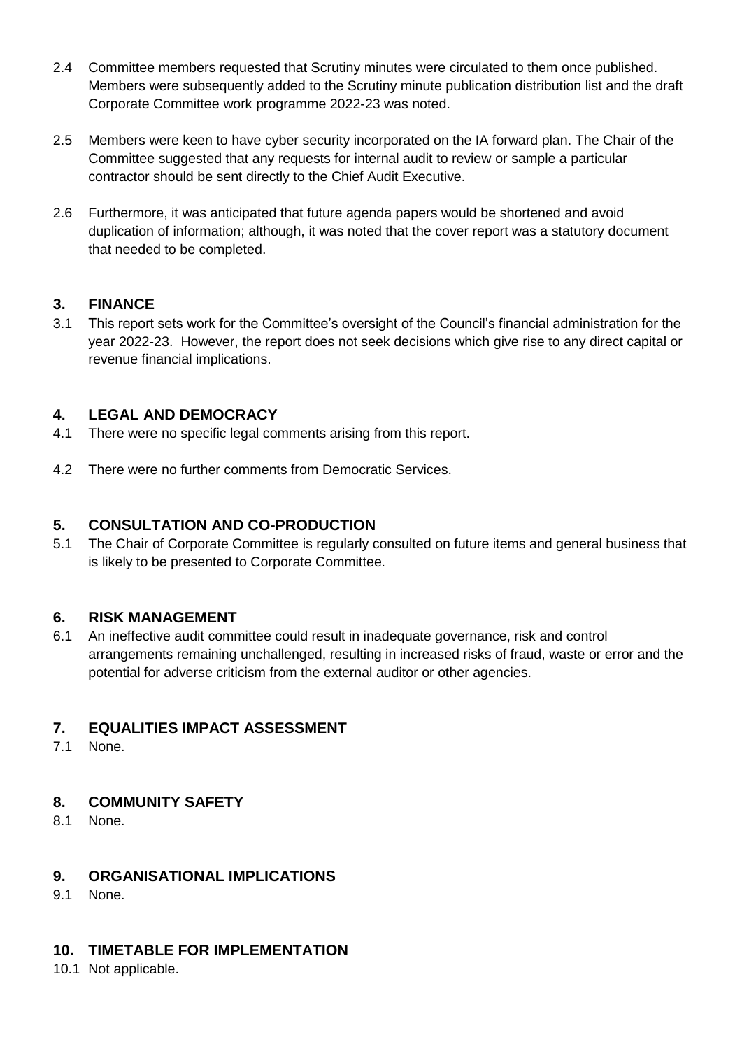2.4 Committee members requested that Scrutiny minutes were circulated to them once published. Members were subsequently added to the Scrutiny minute publication distribution list and the draft Corporate Committee work programme 2022-23 was noted.

2.5 Members were keen to have cyber security incorporated on the IA forward plan. The Chair of the Committee suggested that any requests for internal audit to review or sample a particular contractor should be sent directly to the Chief Audit Executive.

2.6 Furthermore, it was anticipated that future agenda papers would be shortened and avoid duplication of information; although, it was noted that the cover report was a statutory document that needed to be completed.

## 3. FINANCE

3.1 This report sets work for the Committee's oversight of the Council's financial administration for the year 2022-23. However, the report does not seek decisions which give rise to any direct capital or revenue financial implications.

## 4. LEGAL AND DEMOCRACY

4.1 There were no specific legal comments arising from this report.

4.2 There were no further comments from Democratic Services.

## 5. CONSULTATION AND CO-PRODUCTION

5.1 The Chair of Corporate Committee is regularly consulted on future items and general business that is likely to be presented to Corporate Committee.

## 6. RISK MANAGEMENT

6.1 An ineffective audit committee could result in inadequate governance, risk and control arrangements remaining unchallenged, resulting in increased risks of fraud, waste or error and the potential for adverse criticism from the external auditor or other agencies.

## 7. EQUALITIES IMPACT ASSESSMENT

7.1 None.

## 8. COMMUNITY SAFETY

8.1 None.

## 9. ORGANISATIONAL IMPLICATIONS

9.1 None.

## 10. TIMETABLE FOR IMPLEMENTATION

10.1 Not applicable.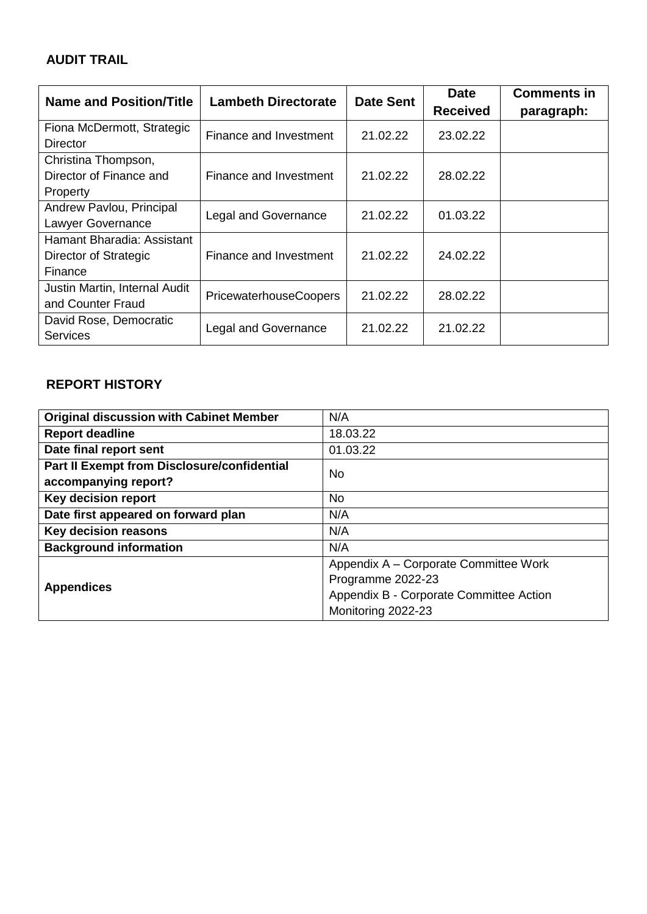## AUDIT TRAIL

| Name and Position/Title | Lambeth Directorate | Date Sent | Date Received | Comments in paragraph: |
|---|---|---|---|---|
| Fiona McDermott, Strategic Director | Finance and Investment | 21.02.22 | 23.02.22 | |
| Christina Thompson, Director of Finance and Property | Finance and Investment | 21.02.22 | 28.02.22 | |
| Andrew Pavlou, Principal Lawyer Governance | Legal and Governance | 21.02.22 | 01.03.22 | |
| Hamant Bharadia: Assistant Director of Strategic Finance | Finance and Investment | 21.02.22 | 24.02.22 | |
| Justin Martin, Internal Audit and Counter Fraud | PricewaterhouseCoopers | 21.02.22 | 28.02.22 | |
| David Rose, Democratic Services | Legal and Governance | 21.02.22 | 21.02.22 | |

## REPORT HISTORY

| | |
|---|---|
| **Original discussion with Cabinet Member** | N/A |
| **Report deadline** | 18.03.22 |
| **Date final report sent** | 01.03.22 |
| **Part II Exempt from Disclosure/confidential accompanying report?** | No |
| **Key decision report** | No |
| **Date first appeared on forward plan** | N/A |
| **Key decision reasons** | N/A |
| **Background information** | N/A |
| **Appendices** | Appendix A – Corporate Committee Work Programme 2022-23<br>Appendix B - Corporate Committee Action Monitoring 2022-23 |